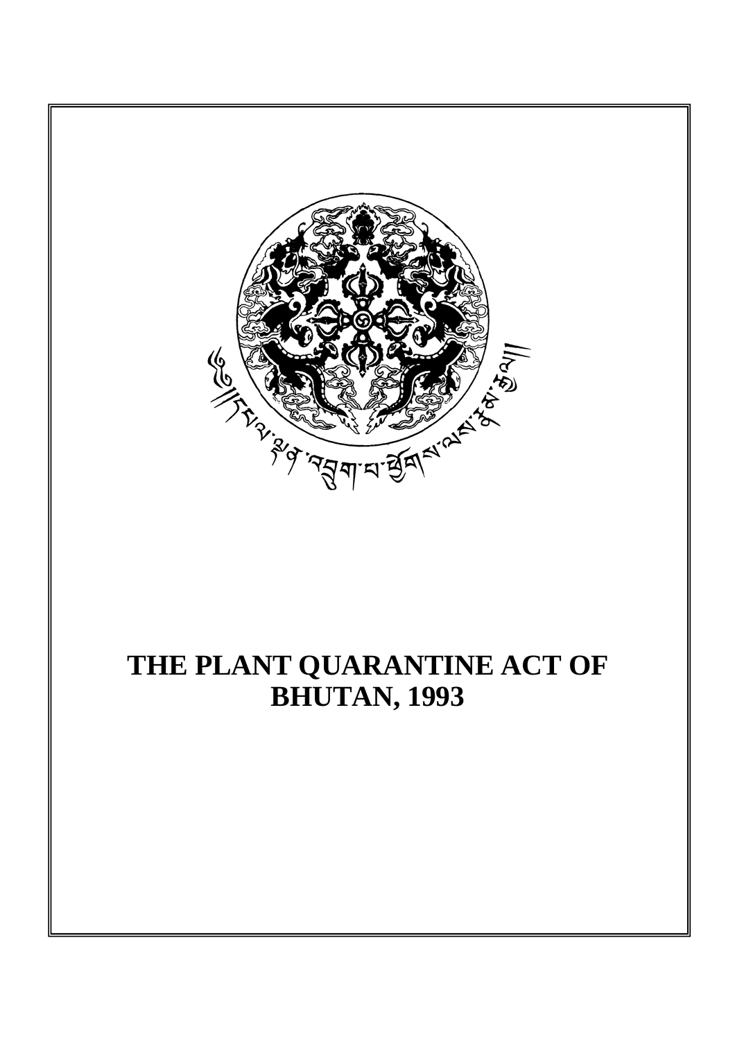# THE PLANT QUARANTINE ACT OF BHUTAN, 1993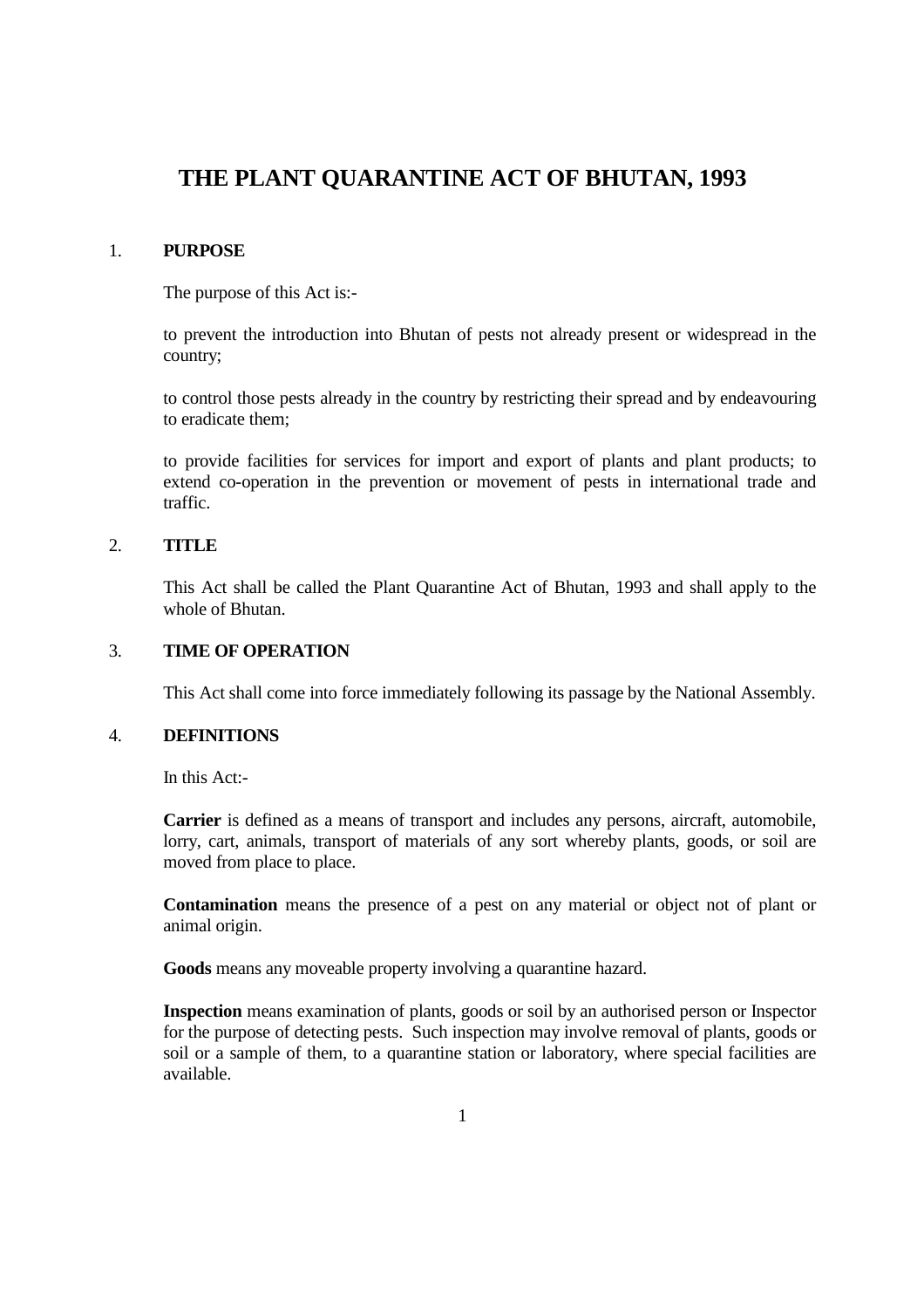# THE PLANT QUARANTINE ACT OF BHUTAN, 1993

## 1. PURPOSE

The purpose of this Act is:-

to prevent the introduction into Bhutan of pests not already present or widespread in the country;

to control those pests already in the country by restricting their spread and by endeavouring to eradicate them;

to provide facilities for services for import and export of plants and plant products; to extend co-operation in the prevention or movement of pests in international trade and traffic.

## 2. TITLE

This Act shall be called the Plant Quarantine Act of Bhutan, 1993 and shall apply to the whole of Bhutan.

## 3. TIME OF OPERATION

This Act shall come into force immediately following its passage by the National Assembly.

## 4. DEFINITIONS

In this Act:-

**Carrier** is defined as a means of transport and includes any persons, aircraft, automobile, lorry, cart, animals, transport of materials of any sort whereby plants, goods, or soil are moved from place to place.

**Contamination** means the presence of a pest on any material or object not of plant or animal origin.

**Goods** means any moveable property involving a quarantine hazard.

**Inspection** means examination of plants, goods or soil by an authorised person or Inspector for the purpose of detecting pests. Such inspection may involve removal of plants, goods or soil or a sample of them, to a quarantine station or laboratory, where special facilities are available.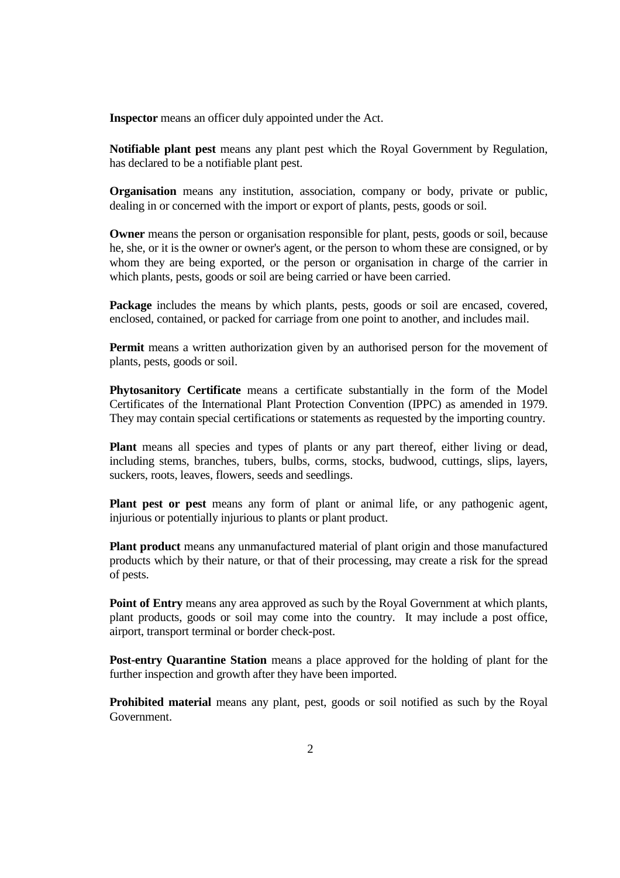**Inspector** means an officer duly appointed under the Act.

**Notifiable plant pest** means any plant pest which the Royal Government by Regulation, has declared to be a notifiable plant pest.

**Organisation** means any institution, association, company or body, private or public, dealing in or concerned with the import or export of plants, pests, goods or soil.

**Owner** means the person or organisation responsible for plant, pests, goods or soil, because he, she, or it is the owner or owner's agent, or the person to whom these are consigned, or by whom they are being exported, or the person or organisation in charge of the carrier in which plants, pests, goods or soil are being carried or have been carried.

**Package** includes the means by which plants, pests, goods or soil are encased, covered, enclosed, contained, or packed for carriage from one point to another, and includes mail.

**Permit** means a written authorization given by an authorised person for the movement of plants, pests, goods or soil.

**Phytosanitory Certificate** means a certificate substantially in the form of the Model Certificates of the International Plant Protection Convention (IPPC) as amended in 1979. They may contain special certifications or statements as requested by the importing country.

**Plant** means all species and types of plants or any part thereof, either living or dead, including stems, branches, tubers, bulbs, corms, stocks, budwood, cuttings, slips, layers, suckers, roots, leaves, flowers, seeds and seedlings.

**Plant pest or pest** means any form of plant or animal life, or any pathogenic agent, injurious or potentially injurious to plants or plant product.

**Plant product** means any unmanufactured material of plant origin and those manufactured products which by their nature, or that of their processing, may create a risk for the spread of pests.

**Point of Entry** means any area approved as such by the Royal Government at which plants, plant products, goods or soil may come into the country. It may include a post office, airport, transport terminal or border check-post.

**Post-entry Quarantine Station** means a place approved for the holding of plant for the further inspection and growth after they have been imported.

**Prohibited material** means any plant, pest, goods or soil notified as such by the Royal Government.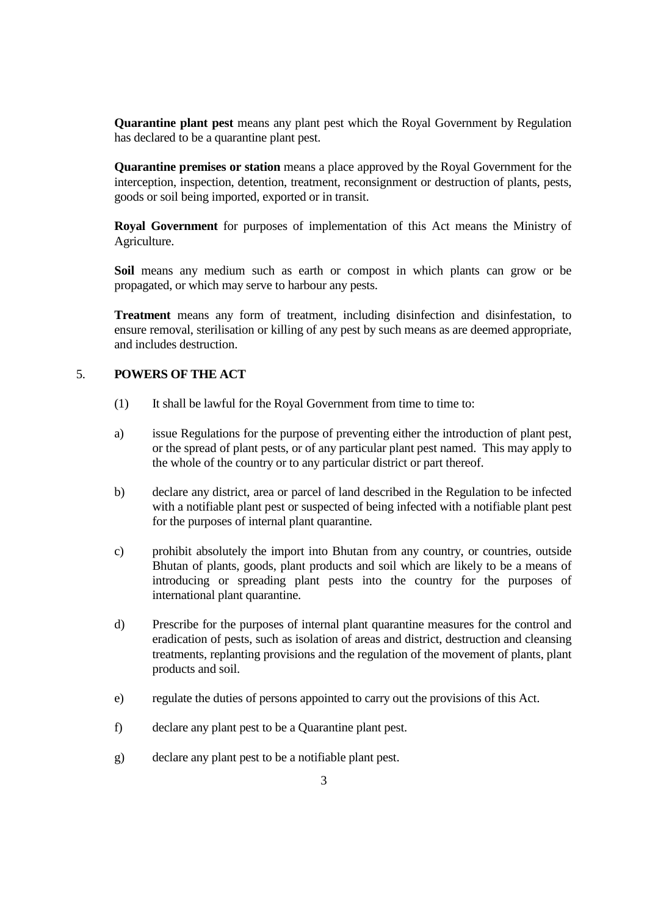**Quarantine plant pest** means any plant pest which the Royal Government by Regulation has declared to be a quarantine plant pest.

**Quarantine premises or station** means a place approved by the Royal Government for the interception, inspection, detention, treatment, reconsignment or destruction of plants, pests, goods or soil being imported, exported or in transit.

**Royal Government** for purposes of implementation of this Act means the Ministry of Agriculture.

**Soil** means any medium such as earth or compost in which plants can grow or be propagated, or which may serve to harbour any pests.

**Treatment** means any form of treatment, including disinfection and disinfestation, to ensure removal, sterilisation or killing of any pest by such means as are deemed appropriate, and includes destruction.

## 5. POWERS OF THE ACT

(1) It shall be lawful for the Royal Government from time to time to:

a) issue Regulations for the purpose of preventing either the introduction of plant pest, or the spread of plant pests, or of any particular plant pest named. This may apply to the whole of the country or to any particular district or part thereof.

b) declare any district, area or parcel of land described in the Regulation to be infected with a notifiable plant pest or suspected of being infected with a notifiable plant pest for the purposes of internal plant quarantine.

c) prohibit absolutely the import into Bhutan from any country, or countries, outside Bhutan of plants, goods, plant products and soil which are likely to be a means of introducing or spreading plant pests into the country for the purposes of international plant quarantine.

d) Prescribe for the purposes of internal plant quarantine measures for the control and eradication of pests, such as isolation of areas and district, destruction and cleansing treatments, replanting provisions and the regulation of the movement of plants, plant products and soil.

e) regulate the duties of persons appointed to carry out the provisions of this Act.

f) declare any plant pest to be a Quarantine plant pest.

g) declare any plant pest to be a notifiable plant pest.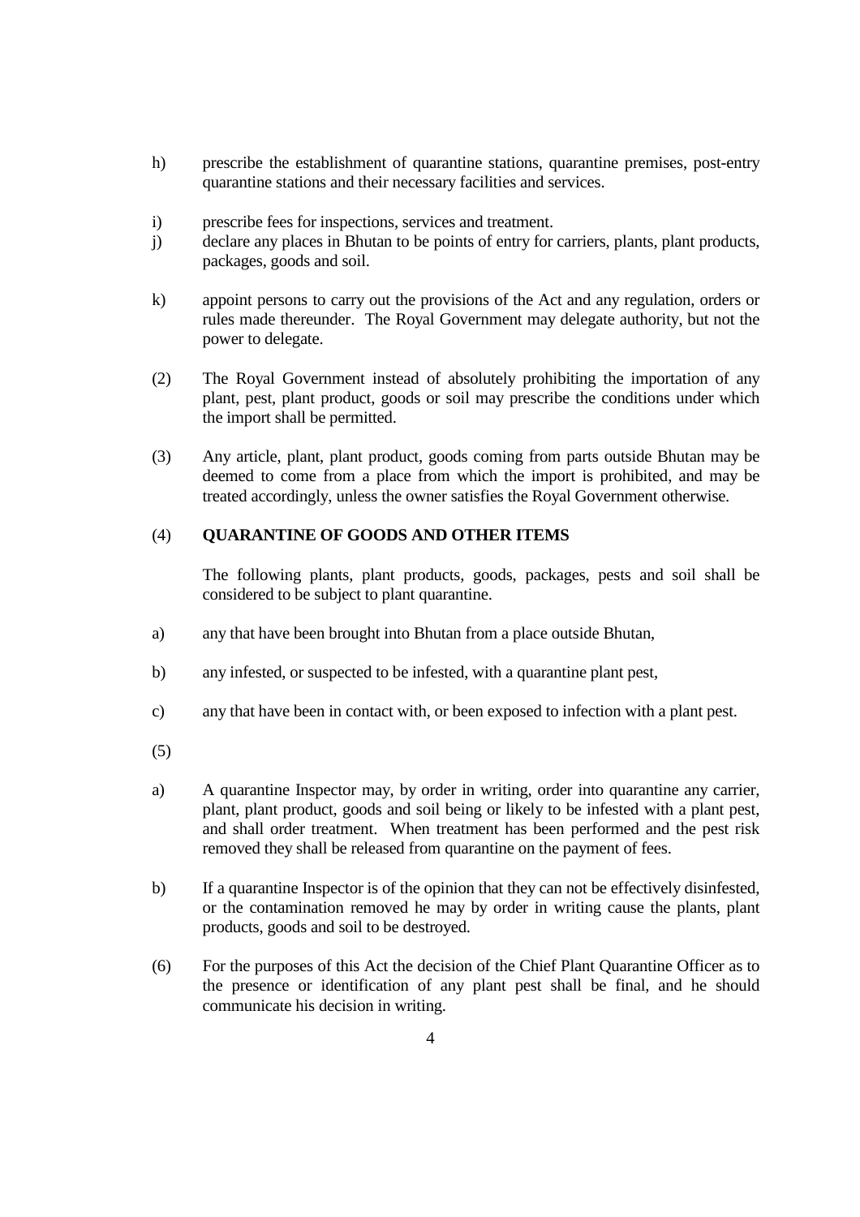h) prescribe the establishment of quarantine stations, quarantine premises, post-entry quarantine stations and their necessary facilities and services.

i) prescribe fees for inspections, services and treatment.

j) declare any places in Bhutan to be points of entry for carriers, plants, plant products, packages, goods and soil.

k) appoint persons to carry out the provisions of the Act and any regulation, orders or rules made thereunder. The Royal Government may delegate authority, but not the power to delegate.

(2) The Royal Government instead of absolutely prohibiting the importation of any plant, pest, plant product, goods or soil may prescribe the conditions under which the import shall be permitted.

(3) Any article, plant, plant product, goods coming from parts outside Bhutan may be deemed to come from a place from which the import is prohibited, and may be treated accordingly, unless the owner satisfies the Royal Government otherwise.

(4) **QUARANTINE OF GOODS AND OTHER ITEMS**

The following plants, plant products, goods, packages, pests and soil shall be considered to be subject to plant quarantine.

a) any that have been brought into Bhutan from a place outside Bhutan,

b) any infested, or suspected to be infested, with a quarantine plant pest,

c) any that have been in contact with, or been exposed to infection with a plant pest.

(5)

a) A quarantine Inspector may, by order in writing, order into quarantine any carrier, plant, plant product, goods and soil being or likely to be infested with a plant pest, and shall order treatment. When treatment has been performed and the pest risk removed they shall be released from quarantine on the payment of fees.

b) If a quarantine Inspector is of the opinion that they can not be effectively disinfested, or the contamination removed he may by order in writing cause the plants, plant products, goods and soil to be destroyed.

(6) For the purposes of this Act the decision of the Chief Plant Quarantine Officer as to the presence or identification of any plant pest shall be final, and he should communicate his decision in writing.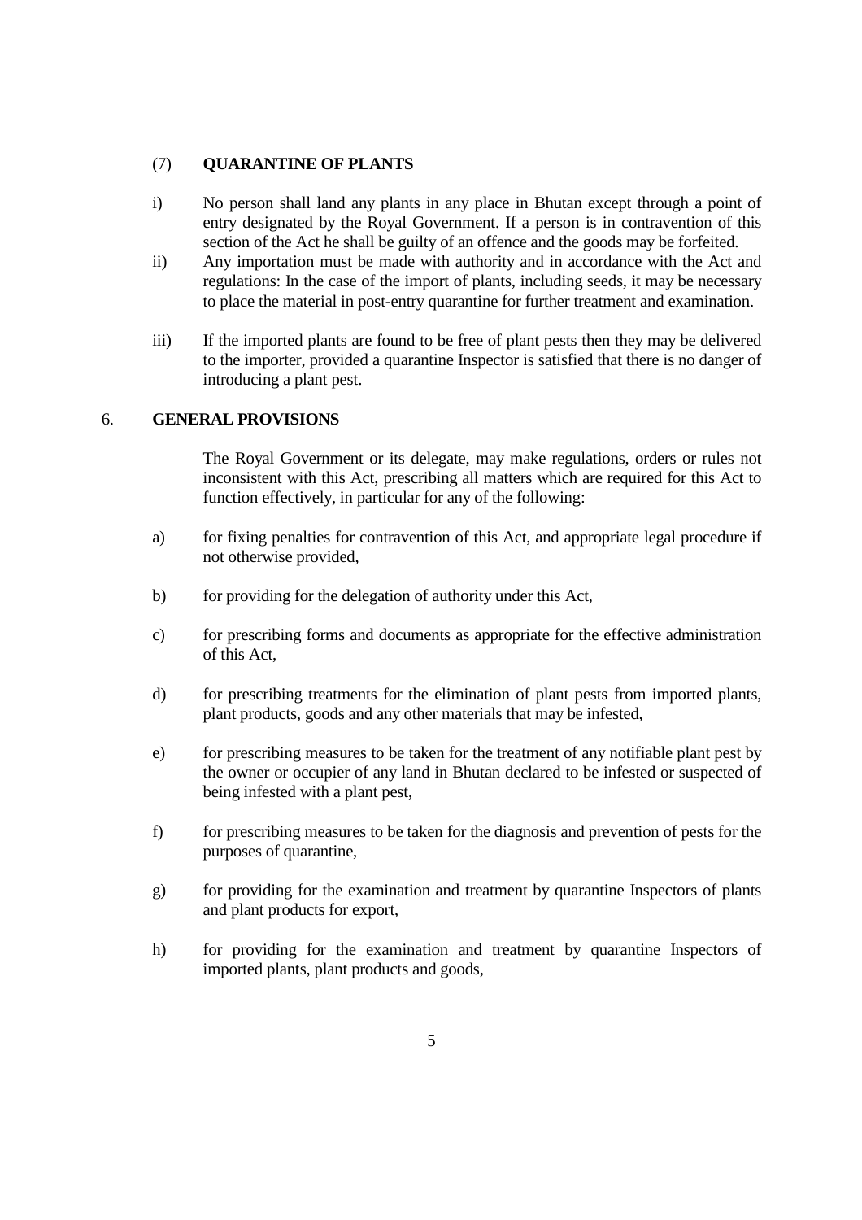### (7) QUARANTINE OF PLANTS

i) No person shall land any plants in any place in Bhutan except through a point of entry designated by the Royal Government. If a person is in contravention of this section of the Act he shall be guilty of an offence and the goods may be forfeited.

ii) Any importation must be made with authority and in accordance with the Act and regulations: In the case of the import of plants, including seeds, it may be necessary to place the material in post-entry quarantine for further treatment and examination.

iii) If the imported plants are found to be free of plant pests then they may be delivered to the importer, provided a quarantine Inspector is satisfied that there is no danger of introducing a plant pest.

## 6. GENERAL PROVISIONS

The Royal Government or its delegate, may make regulations, orders or rules not inconsistent with this Act, prescribing all matters which are required for this Act to function effectively, in particular for any of the following:

a) for fixing penalties for contravention of this Act, and appropriate legal procedure if not otherwise provided,

b) for providing for the delegation of authority under this Act,

c) for prescribing forms and documents as appropriate for the effective administration of this Act,

d) for prescribing treatments for the elimination of plant pests from imported plants, plant products, goods and any other materials that may be infested,

e) for prescribing measures to be taken for the treatment of any notifiable plant pest by the owner or occupier of any land in Bhutan declared to be infested or suspected of being infested with a plant pest,

f) for prescribing measures to be taken for the diagnosis and prevention of pests for the purposes of quarantine,

g) for providing for the examination and treatment by quarantine Inspectors of plants and plant products for export,

h) for providing for the examination and treatment by quarantine Inspectors of imported plants, plant products and goods,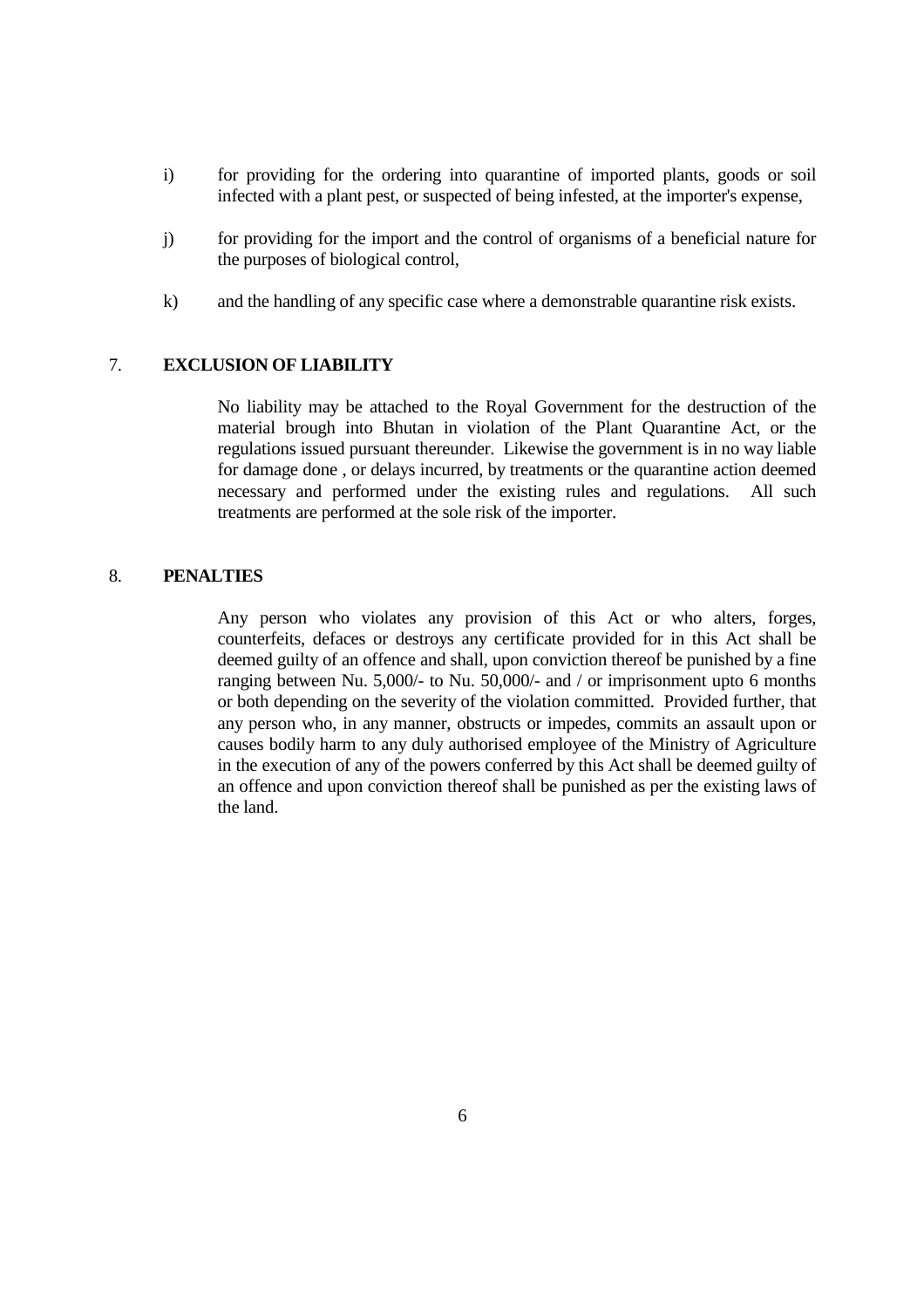i) for providing for the ordering into quarantine of imported plants, goods or soil infected with a plant pest, or suspected of being infested, at the importer's expense,

j) for providing for the import and the control of organisms of a beneficial nature for the purposes of biological control,

k) and the handling of any specific case where a demonstrable quarantine risk exists.

## 7. EXCLUSION OF LIABILITY

No liability may be attached to the Royal Government for the destruction of the material brough into Bhutan in violation of the Plant Quarantine Act, or the regulations issued pursuant thereunder. Likewise the government is in no way liable for damage done , or delays incurred, by treatments or the quarantine action deemed necessary and performed under the existing rules and regulations. All such treatments are performed at the sole risk of the importer.

## 8. PENALTIES

Any person who violates any provision of this Act or who alters, forges, counterfeits, defaces or destroys any certificate provided for in this Act shall be deemed guilty of an offence and shall, upon conviction thereof be punished by a fine ranging between Nu. 5,000/- to Nu. 50,000/- and / or imprisonment upto 6 months or both depending on the severity of the violation committed. Provided further, that any person who, in any manner, obstructs or impedes, commits an assault upon or causes bodily harm to any duly authorised employee of the Ministry of Agriculture in the execution of any of the powers conferred by this Act shall be deemed guilty of an offence and upon conviction thereof shall be punished as per the existing laws of the land.